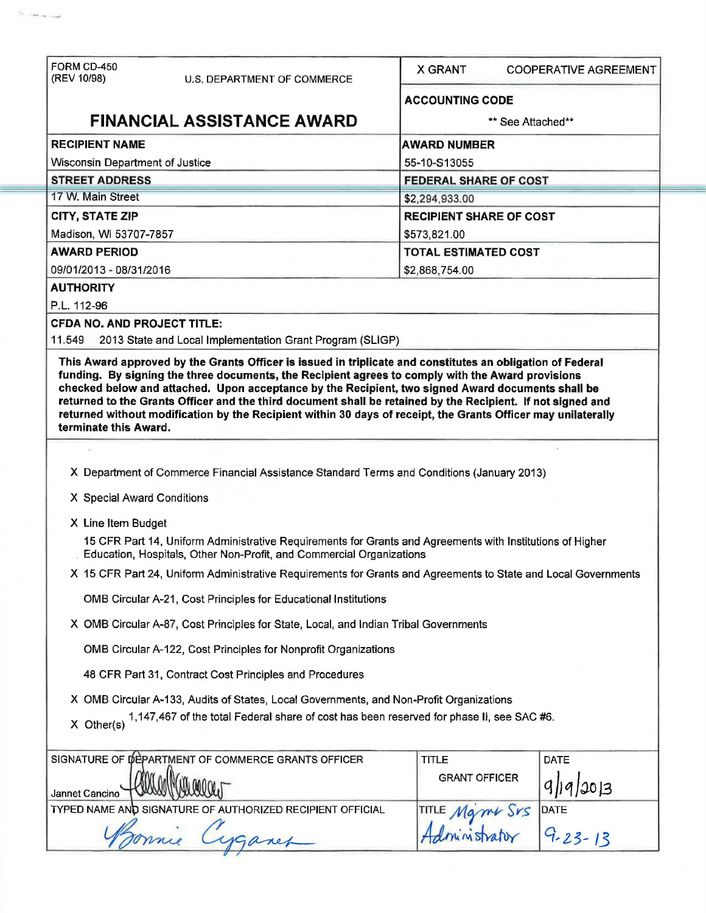| FORM CD-450 (REV 10/98) U.S. DEPARTMENT OF COMMERCE | X GRANT COOPERATIVE AGREEMENT |
|---|---|
| **FINANCIAL ASSISTANCE AWARD** | **ACCOUNTING CODE** ** See Attached** |
| **RECIPIENT NAME** Wisconsin Department of Justice | **AWARD NUMBER** 55-10-S13055 |
| **STREET ADDRESS** 17 W. Main Street | **FEDERAL SHARE OF COST** $2,294,933.00 |
| **CITY, STATE ZIP** Madison, WI 53707-7857 | **RECIPIENT SHARE OF COST** $573,821.00 |
| **AWARD PERIOD** 09/01/2013 - 08/31/2016 | **TOTAL ESTIMATED COST** $2,868,754.00 |

**AUTHORITY**

P.L. 112-96

**CFDA NO. AND PROJECT TITLE:**

11.549 2013 State and Local Implementation Grant Program (SLIGP)

**This Award approved by the Grants Officer is issued in triplicate and constitutes an obligation of Federal funding. By signing the three documents, the Recipient agrees to comply with the Award provisions checked below and attached. Upon acceptance by the Recipient, two signed Award documents shall be returned to the Grants Officer and the third document shall be retained by the Recipient. If not signed and returned without modification by the Recipient within 30 days of receipt, the Grants Officer may unilaterally terminate this Award.**

- X Department of Commerce Financial Assistance Standard Terms and Conditions (January 2013)
- X Special Award Conditions
- X Line Item Budget
- 15 CFR Part 14, Uniform Administrative Requirements for Grants and Agreements with Institutions of Higher Education, Hospitals, Other Non-Profit, and Commercial Organizations
- X 15 CFR Part 24, Uniform Administrative Requirements for Grants and Agreements to State and Local Governments
- OMB Circular A-21, Cost Principles for Educational Institutions
- X OMB Circular A-87, Cost Principles for State, Local, and Indian Tribal Governments
- OMB Circular A-122, Cost Principles for Nonprofit Organizations
- 48 CFR Part 31, Contract Cost Principles and Procedures
- X OMB Circular A-133, Audits of States, Local Governments, and Non-Profit Organizations
- X Other(s) 1,147,467 of the total Federal share of cost has been reserved for phase II, see SAC #6.

| SIGNATURE OF DEPARTMENT OF COMMERCE GRANTS OFFICER | TITLE | DATE |
|---|---|---|
| Jannet Cancino [signature] | GRANT OFFICER | 9/19/2013 |
| **TYPED NAME AND SIGNATURE OF AUTHORIZED RECIPIENT OFFICIAL** | **TITLE** | **DATE** |
| Bonnie Cyganek [signature] | Mgmt Srs Administrator | 9-23-13 |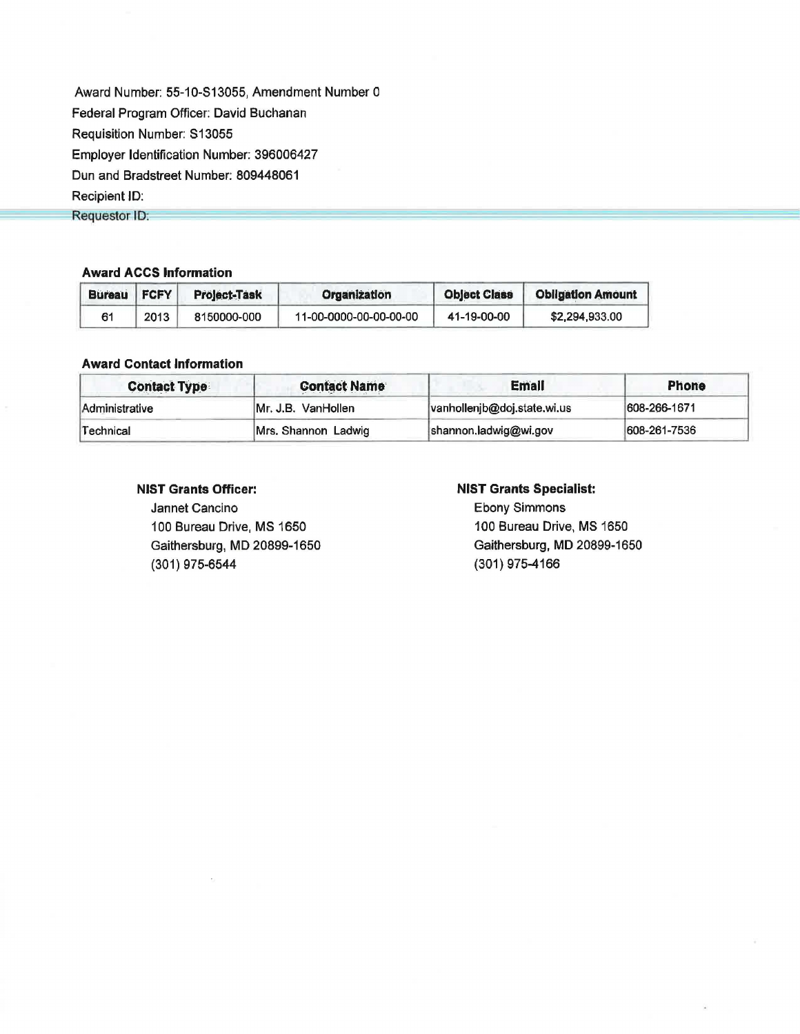Award Number: 55-10-S13055, Amendment Number 0

Federal Program Officer: David Buchanan

Requisition Number: S13055

Employer Identification Number: 396006427

Dun and Bradstreet Number: 809448061

Recipient ID:

Requestor ID:

### Award ACCS Information

| Bureau | FCFY | Project-Task | Organization | Object Class | Obligation Amount |
|---|---|---|---|---|---|
| 61 | 2013 | 8150000-000 | 11-00-0000-00-00-00-00 | 41-19-00-00 | $2,294,933.00 |

### Award Contact Information

| Contact Type | Contact Name | Email | Phone |
|---|---|---|---|
| Administrative | Mr. J.B. VanHollen | vanhollenjb@doj.state.wi.us | 608-266-1671 |
| Technical | Mrs. Shannon Ladwig | shannon.ladwig@wi.gov | 608-261-7536 |

**NIST Grants Officer:**

Jannet Cancino
100 Bureau Drive, MS 1650
Gaithersburg, MD 20899-1650
(301) 975-6544

**NIST Grants Specialist:**

Ebony Simmons
100 Bureau Drive, MS 1650
Gaithersburg, MD 20899-1650
(301) 975-4166